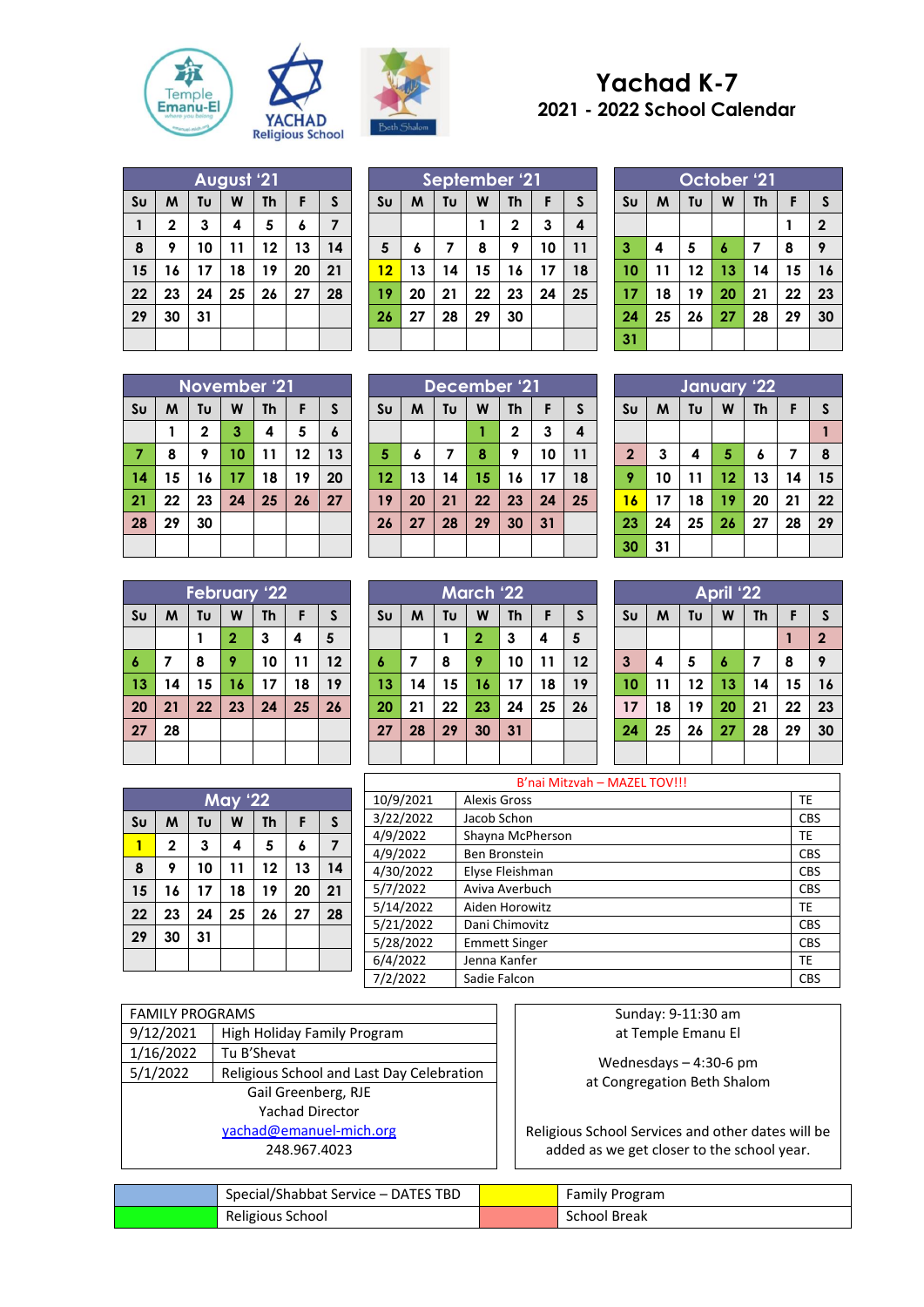# Yachad K-7

## 2021 - 2022 School Calendar

### August '21

| Su | M | Tu | W | Th | F | S |
|---|---|---|---|---|---|---|
| 1 | 2 | 3 | 4 | 5 | 6 | 7 |
| 8 | 9 | 10 | 11 | 12 | 13 | 14 |
| 15 | 16 | 17 | 18 | 19 | 20 | 21 |
| 22 | 23 | 24 | 25 | 26 | 27 | 28 |
| 29 | 30 | 31 | | | | |

### September '21

| Su | M | Tu | W | Th | F | S |
|---|---|---|---|---|---|---|
| | | | 1 | 2 | 3 | 4 |
| 5 | 6 | 7 | 8 | 9 | 10 | 11 |
| 12 | 13 | 14 | 15 | 16 | 17 | 18 |
| 19 | 20 | 21 | 22 | 23 | 24 | 25 |
| 26 | 27 | 28 | 29 | 30 | | |

### October '21

| Su | M | Tu | W | Th | F | S |
|---|---|---|---|---|---|---|
| | | | | | 1 | 2 |
| 3 | 4 | 5 | 6 | 7 | 8 | 9 |
| 10 | 11 | 12 | 13 | 14 | 15 | 16 |
| 17 | 18 | 19 | 20 | 21 | 22 | 23 |
| 24 | 25 | 26 | 27 | 28 | 29 | 30 |
| 31 | | | | | | |

### November '21

| Su | M | Tu | W | Th | F | S |
|---|---|---|---|---|---|---|
| | 1 | 2 | 3 | 4 | 5 | 6 |
| 7 | 8 | 9 | 10 | 11 | 12 | 13 |
| 14 | 15 | 16 | 17 | 18 | 19 | 20 |
| 21 | 22 | 23 | 24 | 25 | 26 | 27 |
| 28 | 29 | 30 | | | | |

### December '21

| Su | M | Tu | W | Th | F | S |
|---|---|---|---|---|---|---|
| | | | 1 | 2 | 3 | 4 |
| 5 | 6 | 7 | 8 | 9 | 10 | 11 |
| 12 | 13 | 14 | 15 | 16 | 17 | 18 |
| 19 | 20 | 21 | 22 | 23 | 24 | 25 |
| 26 | 27 | 28 | 29 | 30 | 31 | |

### January '22

| Su | M | Tu | W | Th | F | S |
|---|---|---|---|---|---|---|
| | | | | | | 1 |
| 2 | 3 | 4 | 5 | 6 | 7 | 8 |
| 9 | 10 | 11 | 12 | 13 | 14 | 15 |
| 16 | 17 | 18 | 19 | 20 | 21 | 22 |
| 23 | 24 | 25 | 26 | 27 | 28 | 29 |
| 30 | 31 | | | | | |

### February '22

| Su | M | Tu | W | Th | F | S |
|---|---|---|---|---|---|---|
| | | 1 | 2 | 3 | 4 | 5 |
| 6 | 7 | 8 | 9 | 10 | 11 | 12 |
| 13 | 14 | 15 | 16 | 17 | 18 | 19 |
| 20 | 21 | 22 | 23 | 24 | 25 | 26 |
| 27 | 28 | | | | | |

### March '22

| Su | M | Tu | W | Th | F | S |
|---|---|---|---|---|---|---|
| | | 1 | 2 | 3 | 4 | 5 |
| 6 | 7 | 8 | 9 | 10 | 11 | 12 |
| 13 | 14 | 15 | 16 | 17 | 18 | 19 |
| 20 | 21 | 22 | 23 | 24 | 25 | 26 |
| 27 | 28 | 29 | 30 | 31 | | |

### April '22

| Su | M | Tu | W | Th | F | S |
|---|---|---|---|---|---|---|
| | | | | | 1 | 2 |
| 3 | 4 | 5 | 6 | 7 | 8 | 9 |
| 10 | 11 | 12 | 13 | 14 | 15 | 16 |
| 17 | 18 | 19 | 20 | 21 | 22 | 23 |
| 24 | 25 | 26 | 27 | 28 | 29 | 30 |

### May '22

| Su | M | Tu | W | Th | F | S |
|---|---|---|---|---|---|---|
| 1 | 2 | 3 | 4 | 5 | 6 | 7 |
| 8 | 9 | 10 | 11 | 12 | 13 | 14 |
| 15 | 16 | 17 | 18 | 19 | 20 | 21 |
| 22 | 23 | 24 | 25 | 26 | 27 | 28 |
| 29 | 30 | 31 | | | | |

### B'nai Mitzvah – MAZEL TOV!!!

| Date | Name | |
|---|---|---|
| 10/9/2021 | Alexis Gross | TE |
| 3/22/2022 | Jacob Schon | CBS |
| 4/9/2022 | Shayna McPherson | TE |
| 4/9/2022 | Ben Bronstein | CBS |
| 4/30/2022 | Elyse Fleishman | CBS |
| 5/7/2022 | Aviva Averbuch | CBS |
| 5/14/2022 | Aiden Horowitz | TE |
| 5/21/2022 | Dani Chimovitz | CBS |
| 5/28/2022 | Emmett Singer | CBS |
| 6/4/2022 | Jenna Kanfer | TE |
| 7/2/2022 | Sadie Falcon | CBS |

### FAMILY PROGRAMS

| Date | Program |
|---|---|
| 9/12/2021 | High Holiday Family Program |
| 1/16/2022 | Tu B'Shevat |
| 5/1/2022 | Religious School and Last Day Celebration |

Gail Greenberg, RJE
Yachad Director
yachad@emanuel-mich.org
248.967.4023

Sunday: 9-11:30 am
at Temple Emanu El

Wednesdays – 4:30-6 pm
at Congregation Beth Shalom

Religious School Services and other dates will be added as we get closer to the school year.

| Color | Legend | Color | Legend |
|---|---|---|---|
| Blue | Special/Shabbat Service – DATES TBD | Yellow | Family Program |
| Green | Religious School | Pink | School Break |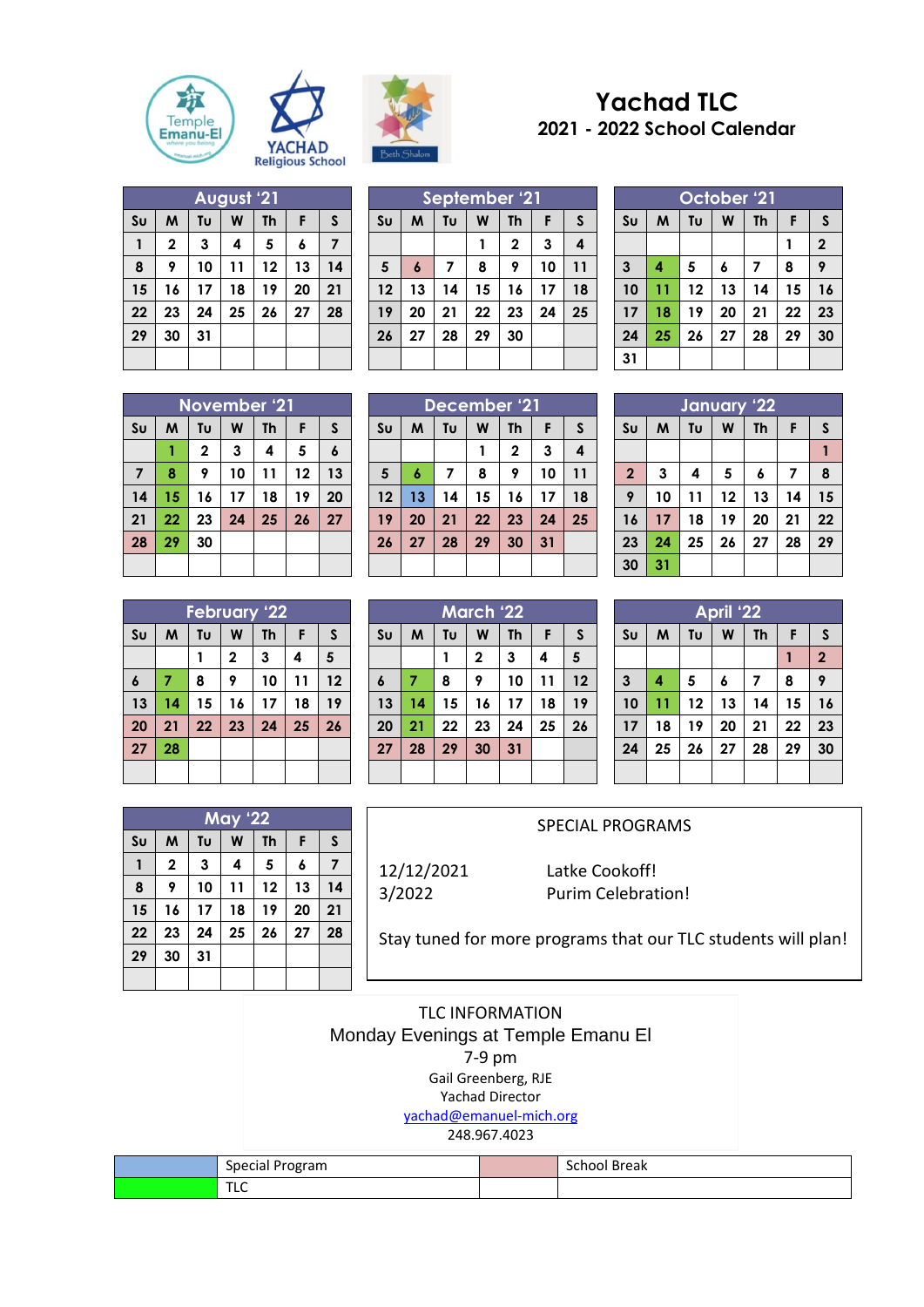# Yachad TLC

## 2021 - 2022 School Calendar

**August '21**

| Su | M | Tu | W | Th | F | S |
|---|---|---|---|---|---|---|
| 1 | 2 | 3 | 4 | 5 | 6 | 7 |
| 8 | 9 | 10 | 11 | 12 | 13 | 14 |
| 15 | 16 | 17 | 18 | 19 | 20 | 21 |
| 22 | 23 | 24 | 25 | 26 | 27 | 28 |
| 29 | 30 | 31 | | | | |

**September '21**

| Su | M | Tu | W | Th | F | S |
|---|---|---|---|---|---|---|
| | | | 1 | 2 | 3 | 4 |
| 5 | 6 | 7 | 8 | 9 | 10 | 11 |
| 12 | 13 | 14 | 15 | 16 | 17 | 18 |
| 19 | 20 | 21 | 22 | 23 | 24 | 25 |
| 26 | 27 | 28 | 29 | 30 | | |

**October '21**

| Su | M | Tu | W | Th | F | S |
|---|---|---|---|---|---|---|
| | | | | | 1 | 2 |
| 3 | 4 | 5 | 6 | 7 | 8 | 9 |
| 10 | 11 | 12 | 13 | 14 | 15 | 16 |
| 17 | 18 | 19 | 20 | 21 | 22 | 23 |
| 24 | 25 | 26 | 27 | 28 | 29 | 30 |
| 31 | | | | | | |

**November '21**

| Su | M | Tu | W | Th | F | S |
|---|---|---|---|---|---|---|
| | 1 | 2 | 3 | 4 | 5 | 6 |
| 7 | 8 | 9 | 10 | 11 | 12 | 13 |
| 14 | 15 | 16 | 17 | 18 | 19 | 20 |
| 21 | 22 | 23 | 24 | 25 | 26 | 27 |
| 28 | 29 | 30 | | | | |

**December '21**

| Su | M | Tu | W | Th | F | S |
|---|---|---|---|---|---|---|
| | | | 1 | 2 | 3 | 4 |
| 5 | 6 | 7 | 8 | 9 | 10 | 11 |
| 12 | 13 | 14 | 15 | 16 | 17 | 18 |
| 19 | 20 | 21 | 22 | 23 | 24 | 25 |
| 26 | 27 | 28 | 29 | 30 | 31 | |

**January '22**

| Su | M | Tu | W | Th | F | S |
|---|---|---|---|---|---|---|
| | | | | | | 1 |
| 2 | 3 | 4 | 5 | 6 | 7 | 8 |
| 9 | 10 | 11 | 12 | 13 | 14 | 15 |
| 16 | 17 | 18 | 19 | 20 | 21 | 22 |
| 23 | 24 | 25 | 26 | 27 | 28 | 29 |
| 30 | 31 | | | | | |

**February '22**

| Su | M | Tu | W | Th | F | S |
|---|---|---|---|---|---|---|
| | | 1 | 2 | 3 | 4 | 5 |
| 6 | 7 | 8 | 9 | 10 | 11 | 12 |
| 13 | 14 | 15 | 16 | 17 | 18 | 19 |
| 20 | 21 | 22 | 23 | 24 | 25 | 26 |
| 27 | 28 | | | | | |

**March '22**

| Su | M | Tu | W | Th | F | S |
|---|---|---|---|---|---|---|
| | | 1 | 2 | 3 | 4 | 5 |
| 6 | 7 | 8 | 9 | 10 | 11 | 12 |
| 13 | 14 | 15 | 16 | 17 | 18 | 19 |
| 20 | 21 | 22 | 23 | 24 | 25 | 26 |
| 27 | 28 | 29 | 30 | 31 | | |

**April '22**

| Su | M | Tu | W | Th | F | S |
|---|---|---|---|---|---|---|
| | | | | | 1 | 2 |
| 3 | 4 | 5 | 6 | 7 | 8 | 9 |
| 10 | 11 | 12 | 13 | 14 | 15 | 16 |
| 17 | 18 | 19 | 20 | 21 | 22 | 23 |
| 24 | 25 | 26 | 27 | 28 | 29 | 30 |

**May '22**

| Su | M | Tu | W | Th | F | S |
|---|---|---|---|---|---|---|
| 1 | 2 | 3 | 4 | 5 | 6 | 7 |
| 8 | 9 | 10 | 11 | 12 | 13 | 14 |
| 15 | 16 | 17 | 18 | 19 | 20 | 21 |
| 22 | 23 | 24 | 25 | 26 | 27 | 28 |
| 29 | 30 | 31 | | | | |

SPECIAL PROGRAMS

12/12/2021 Latke Cookoff!
3/2022 Purim Celebration!

Stay tuned for more programs that our TLC students will plan!

TLC INFORMATION
Monday Evenings at Temple Emanu El
7-9 pm
Gail Greenberg, RJE
Yachad Director
yachad@emanuel-mich.org
248.967.4023

| | | | |
|---|---|---|---|
| (blue) | Special Program | (pink) | School Break |
| (green) | TLC | | |